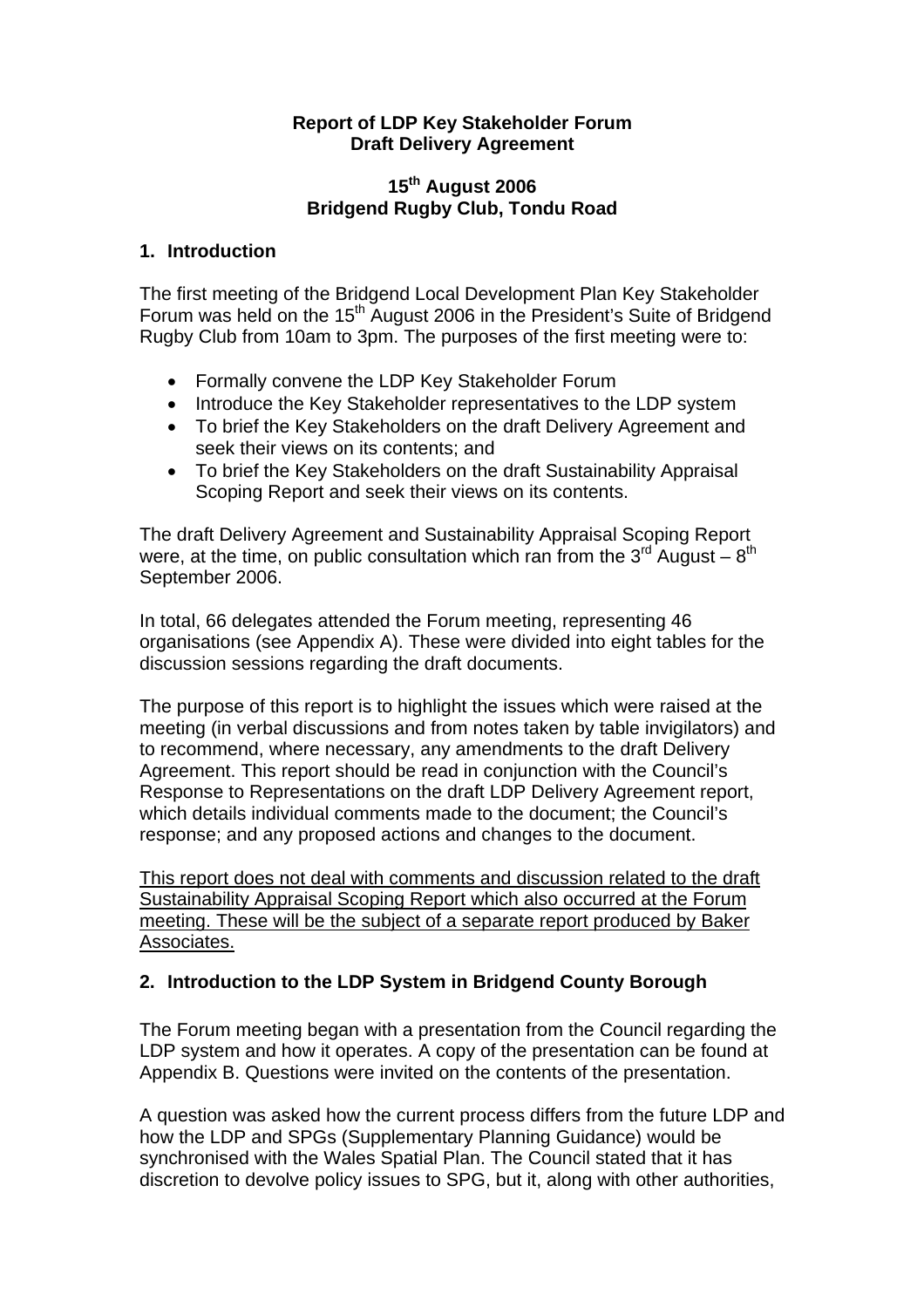**Report of LDP Key Stakeholder Forum**
**Draft Delivery Agreement**

**15th August 2006**
**Bridgend Rugby Club, Tondu Road**

## 1. Introduction

The first meeting of the Bridgend Local Development Plan Key Stakeholder Forum was held on the 15th August 2006 in the President's Suite of Bridgend Rugby Club from 10am to 3pm. The purposes of the first meeting were to:

- Formally convene the LDP Key Stakeholder Forum
- Introduce the Key Stakeholder representatives to the LDP system
- To brief the Key Stakeholders on the draft Delivery Agreement and seek their views on its contents; and
- To brief the Key Stakeholders on the draft Sustainability Appraisal Scoping Report and seek their views on its contents.

The draft Delivery Agreement and Sustainability Appraisal Scoping Report were, at the time, on public consultation which ran from the 3rd August – 8th September 2006.

In total, 66 delegates attended the Forum meeting, representing 46 organisations (see Appendix A). These were divided into eight tables for the discussion sessions regarding the draft documents.

The purpose of this report is to highlight the issues which were raised at the meeting (in verbal discussions and from notes taken by table invigilators) and to recommend, where necessary, any amendments to the draft Delivery Agreement. This report should be read in conjunction with the Council's Response to Representations on the draft LDP Delivery Agreement report, which details individual comments made to the document; the Council's response; and any proposed actions and changes to the document.

<u>This report does not deal with comments and discussion related to the draft Sustainability Appraisal Scoping Report which also occurred at the Forum meeting. These will be the subject of a separate report produced by Baker Associates.</u>

## 2. Introduction to the LDP System in Bridgend County Borough

The Forum meeting began with a presentation from the Council regarding the LDP system and how it operates. A copy of the presentation can be found at Appendix B. Questions were invited on the contents of the presentation.

A question was asked how the current process differs from the future LDP and how the LDP and SPGs (Supplementary Planning Guidance) would be synchronised with the Wales Spatial Plan. The Council stated that it has discretion to devolve policy issues to SPG, but it, along with other authorities,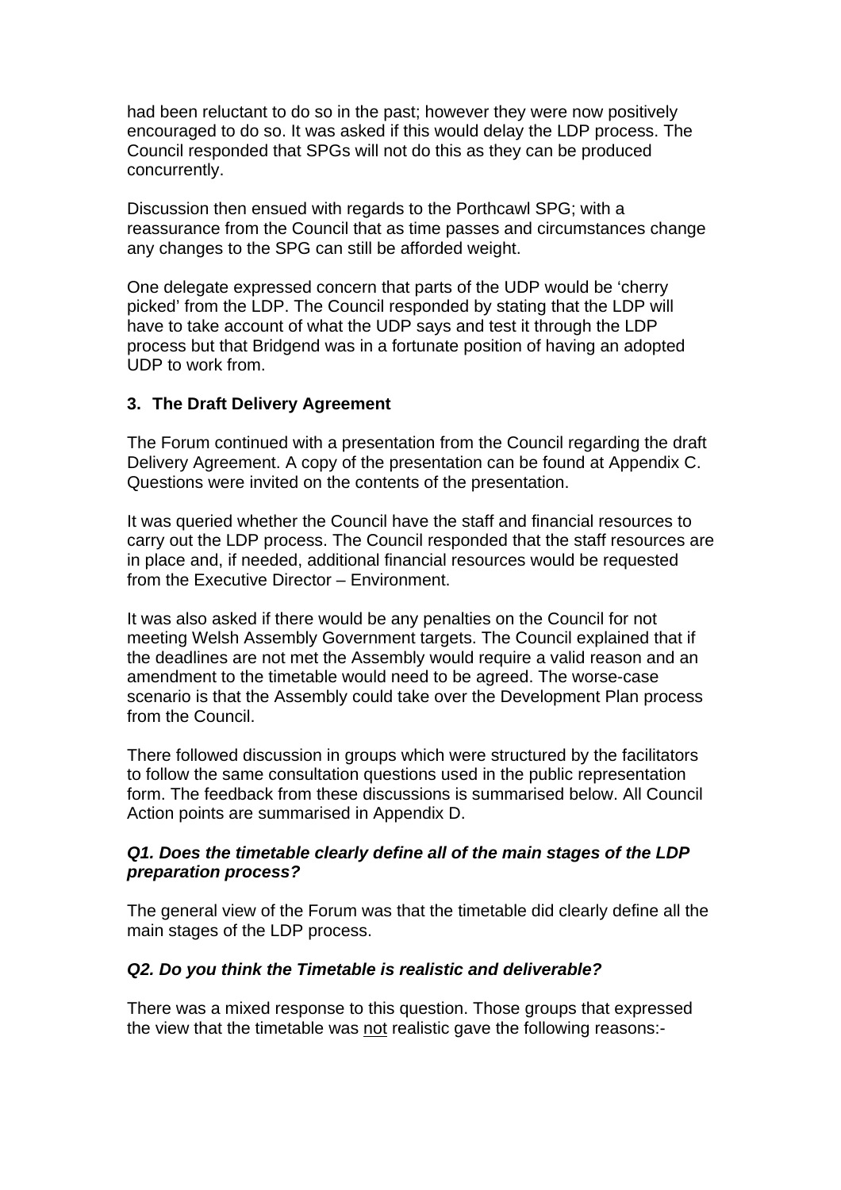had been reluctant to do so in the past; however they were now positively encouraged to do so. It was asked if this would delay the LDP process. The Council responded that SPGs will not do this as they can be produced concurrently.

Discussion then ensued with regards to the Porthcawl SPG; with a reassurance from the Council that as time passes and circumstances change any changes to the SPG can still be afforded weight.

One delegate expressed concern that parts of the UDP would be 'cherry picked' from the LDP. The Council responded by stating that the LDP will have to take account of what the UDP says and test it through the LDP process but that Bridgend was in a fortunate position of having an adopted UDP to work from.

## 3. The Draft Delivery Agreement

The Forum continued with a presentation from the Council regarding the draft Delivery Agreement. A copy of the presentation can be found at Appendix C. Questions were invited on the contents of the presentation.

It was queried whether the Council have the staff and financial resources to carry out the LDP process. The Council responded that the staff resources are in place and, if needed, additional financial resources would be requested from the Executive Director – Environment.

It was also asked if there would be any penalties on the Council for not meeting Welsh Assembly Government targets. The Council explained that if the deadlines are not met the Assembly would require a valid reason and an amendment to the timetable would need to be agreed. The worse-case scenario is that the Assembly could take over the Development Plan process from the Council.

There followed discussion in groups which were structured by the facilitators to follow the same consultation questions used in the public representation form. The feedback from these discussions is summarised below. All Council Action points are summarised in Appendix D.

### *Q1. Does the timetable clearly define all of the main stages of the LDP preparation process?*

The general view of the Forum was that the timetable did clearly define all the main stages of the LDP process.

### *Q2. Do you think the Timetable is realistic and deliverable?*

There was a mixed response to this question. Those groups that expressed the view that the timetable was <u>not</u> realistic gave the following reasons:-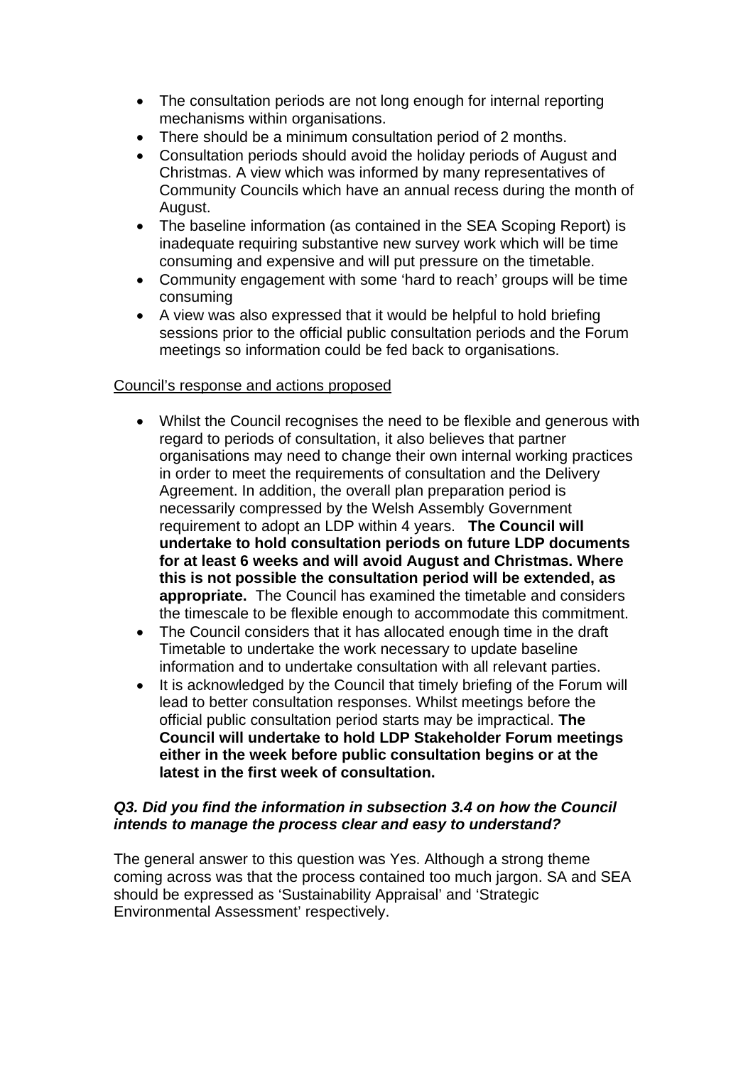- The consultation periods are not long enough for internal reporting mechanisms within organisations.
- There should be a minimum consultation period of 2 months.
- Consultation periods should avoid the holiday periods of August and Christmas. A view which was informed by many representatives of Community Councils which have an annual recess during the month of August.
- The baseline information (as contained in the SEA Scoping Report) is inadequate requiring substantive new survey work which will be time consuming and expensive and will put pressure on the timetable.
- Community engagement with some 'hard to reach' groups will be time consuming
- A view was also expressed that it would be helpful to hold briefing sessions prior to the official public consultation periods and the Forum meetings so information could be fed back to organisations.

Council's response and actions proposed

- Whilst the Council recognises the need to be flexible and generous with regard to periods of consultation, it also believes that partner organisations may need to change their own internal working practices in order to meet the requirements of consultation and the Delivery Agreement. In addition, the overall plan preparation period is necessarily compressed by the Welsh Assembly Government requirement to adopt an LDP within 4 years. **The Council will undertake to hold consultation periods on future LDP documents for at least 6 weeks and will avoid August and Christmas. Where this is not possible the consultation period will be extended, as appropriate.** The Council has examined the timetable and considers the timescale to be flexible enough to accommodate this commitment.
- The Council considers that it has allocated enough time in the draft Timetable to undertake the work necessary to update baseline information and to undertake consultation with all relevant parties.
- It is acknowledged by the Council that timely briefing of the Forum will lead to better consultation responses. Whilst meetings before the official public consultation period starts may be impractical. **The Council will undertake to hold LDP Stakeholder Forum meetings either in the week before public consultation begins or at the latest in the first week of consultation.**

***Q3. Did you find the information in subsection 3.4 on how the Council intends to manage the process clear and easy to understand?***

The general answer to this question was Yes. Although a strong theme coming across was that the process contained too much jargon. SA and SEA should be expressed as 'Sustainability Appraisal' and 'Strategic Environmental Assessment' respectively.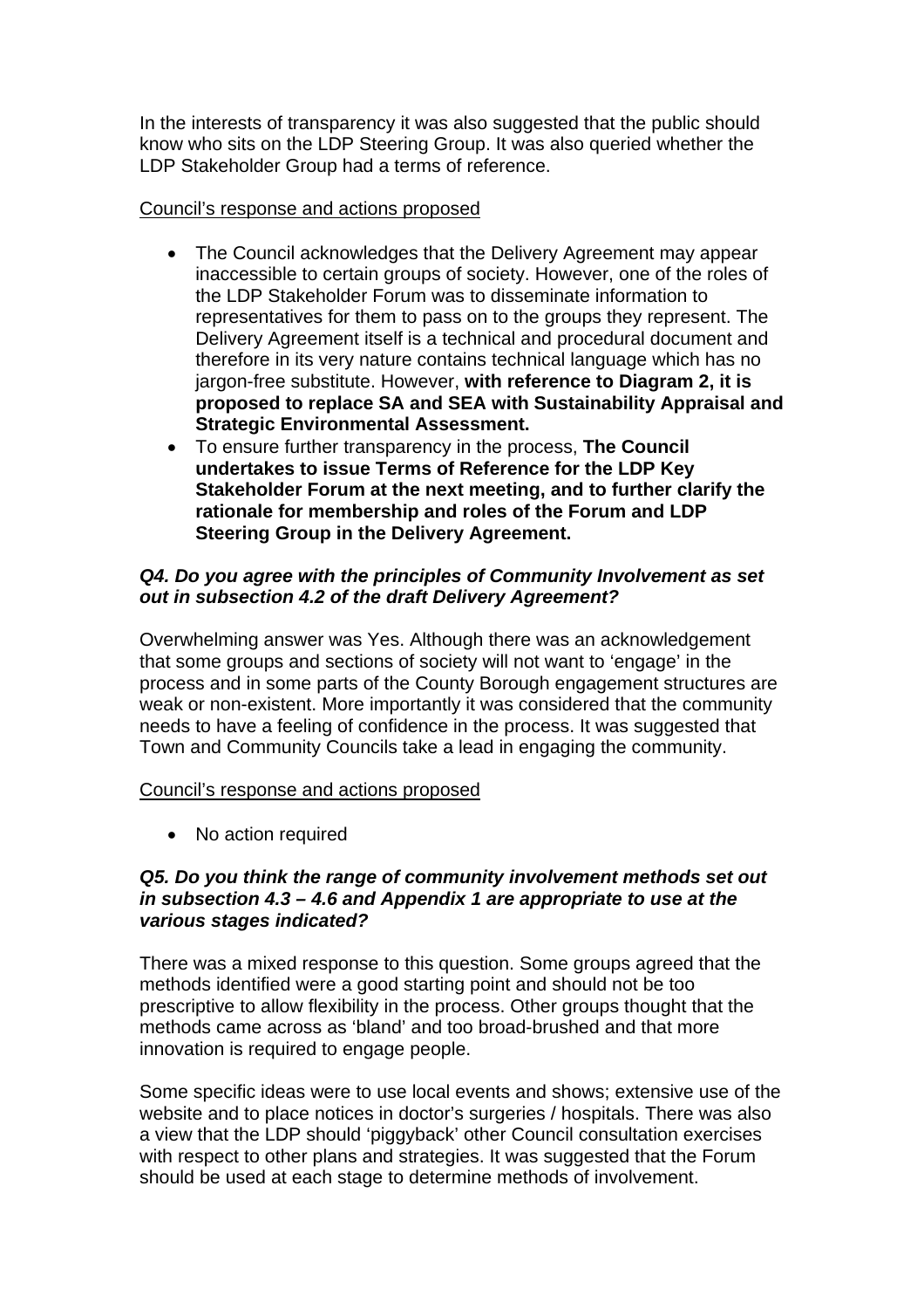In the interests of transparency it was also suggested that the public should know who sits on the LDP Steering Group. It was also queried whether the LDP Stakeholder Group had a terms of reference.

<u>Council's response and actions proposed</u>

- The Council acknowledges that the Delivery Agreement may appear inaccessible to certain groups of society. However, one of the roles of the LDP Stakeholder Forum was to disseminate information to representatives for them to pass on to the groups they represent. The Delivery Agreement itself is a technical and procedural document and therefore in its very nature contains technical language which has no jargon-free substitute. However, **with reference to Diagram 2, it is proposed to replace SA and SEA with Sustainability Appraisal and Strategic Environmental Assessment.**
- To ensure further transparency in the process, **The Council undertakes to issue Terms of Reference for the LDP Key Stakeholder Forum at the next meeting, and to further clarify the rationale for membership and roles of the Forum and LDP Steering Group in the Delivery Agreement.**

***Q4. Do you agree with the principles of Community Involvement as set out in subsection 4.2 of the draft Delivery Agreement?***

Overwhelming answer was Yes. Although there was an acknowledgement that some groups and sections of society will not want to 'engage' in the process and in some parts of the County Borough engagement structures are weak or non-existent. More importantly it was considered that the community needs to have a feeling of confidence in the process. It was suggested that Town and Community Councils take a lead in engaging the community.

<u>Council's response and actions proposed</u>

- No action required

***Q5. Do you think the range of community involvement methods set out in subsection 4.3 – 4.6 and Appendix 1 are appropriate to use at the various stages indicated?***

There was a mixed response to this question. Some groups agreed that the methods identified were a good starting point and should not be too prescriptive to allow flexibility in the process. Other groups thought that the methods came across as 'bland' and too broad-brushed and that more innovation is required to engage people.

Some specific ideas were to use local events and shows; extensive use of the website and to place notices in doctor's surgeries / hospitals. There was also a view that the LDP should 'piggyback' other Council consultation exercises with respect to other plans and strategies. It was suggested that the Forum should be used at each stage to determine methods of involvement.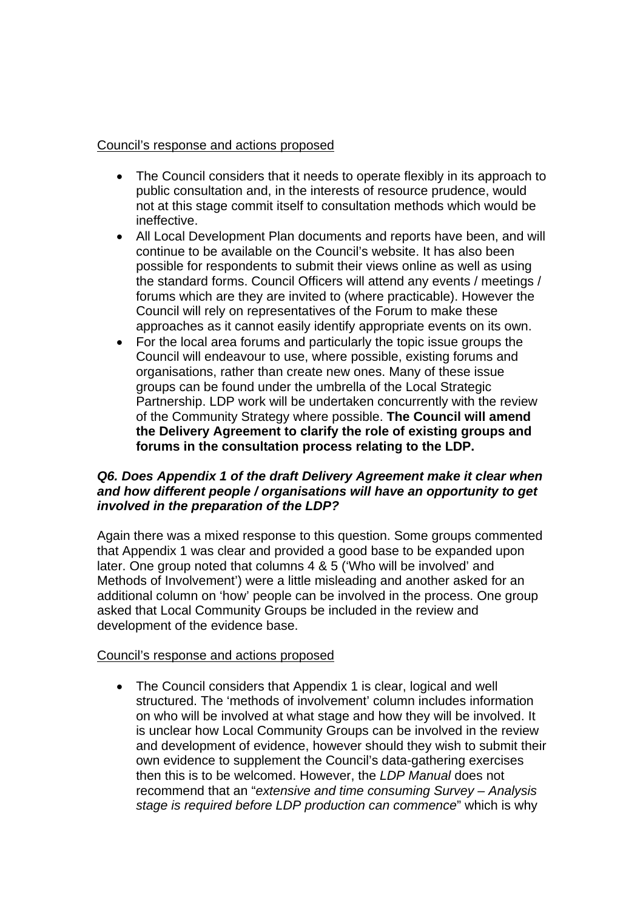Council's response and actions proposed

- The Council considers that it needs to operate flexibly in its approach to public consultation and, in the interests of resource prudence, would not at this stage commit itself to consultation methods which would be ineffective.
- All Local Development Plan documents and reports have been, and will continue to be available on the Council's website. It has also been possible for respondents to submit their views online as well as using the standard forms. Council Officers will attend any events / meetings / forums which are they are invited to (where practicable). However the Council will rely on representatives of the Forum to make these approaches as it cannot easily identify appropriate events on its own.
- For the local area forums and particularly the topic issue groups the Council will endeavour to use, where possible, existing forums and organisations, rather than create new ones. Many of these issue groups can be found under the umbrella of the Local Strategic Partnership. LDP work will be undertaken concurrently with the review of the Community Strategy where possible. **The Council will amend the Delivery Agreement to clarify the role of existing groups and forums in the consultation process relating to the LDP.**

***Q6. Does Appendix 1 of the draft Delivery Agreement make it clear when and how different people / organisations will have an opportunity to get involved in the preparation of the LDP?***

Again there was a mixed response to this question. Some groups commented that Appendix 1 was clear and provided a good base to be expanded upon later. One group noted that columns 4 & 5 ('Who will be involved' and Methods of Involvement') were a little misleading and another asked for an additional column on 'how' people can be involved in the process. One group asked that Local Community Groups be included in the review and development of the evidence base.

Council's response and actions proposed

- The Council considers that Appendix 1 is clear, logical and well structured. The 'methods of involvement' column includes information on who will be involved at what stage and how they will be involved. It is unclear how Local Community Groups can be involved in the review and development of evidence, however should they wish to submit their own evidence to supplement the Council's data-gathering exercises then this is to be welcomed. However, the *LDP Manual* does not recommend that an "*extensive and time consuming Survey – Analysis stage is required before LDP production can commence*" which is why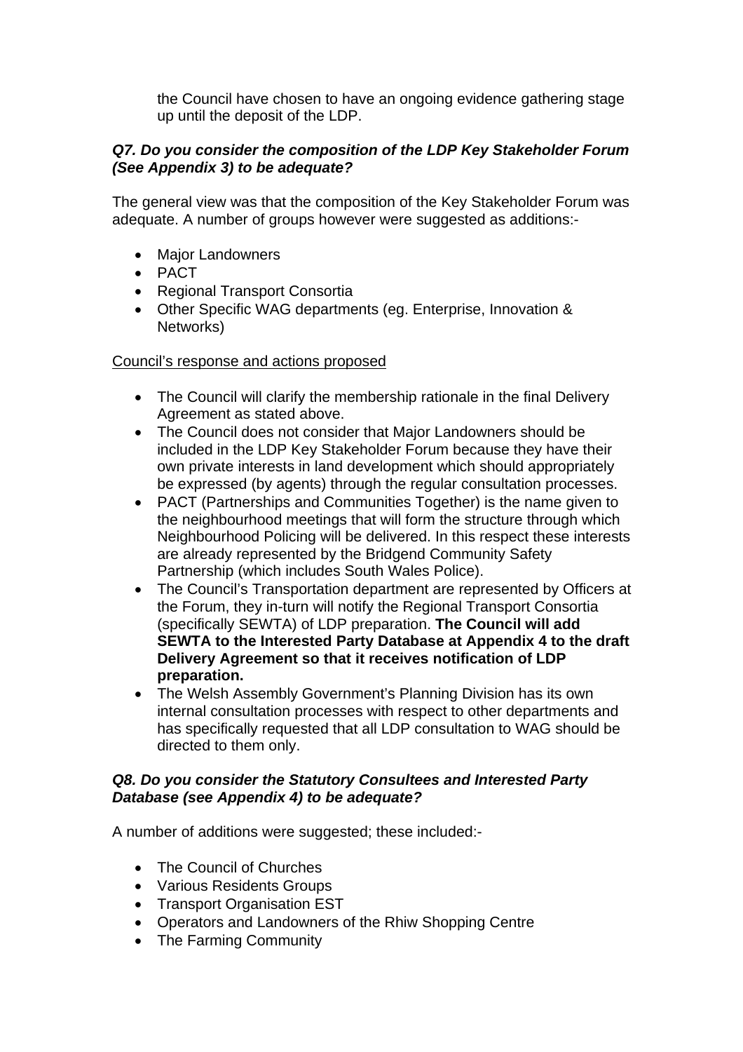the Council have chosen to have an ongoing evidence gathering stage up until the deposit of the LDP.

***Q7. Do you consider the composition of the LDP Key Stakeholder Forum (See Appendix 3) to be adequate?***

The general view was that the composition of the Key Stakeholder Forum was adequate. A number of groups however were suggested as additions:-

- Major Landowners
- PACT
- Regional Transport Consortia
- Other Specific WAG departments (eg. Enterprise, Innovation & Networks)

<u>Council's response and actions proposed</u>

- The Council will clarify the membership rationale in the final Delivery Agreement as stated above.
- The Council does not consider that Major Landowners should be included in the LDP Key Stakeholder Forum because they have their own private interests in land development which should appropriately be expressed (by agents) through the regular consultation processes.
- PACT (Partnerships and Communities Together) is the name given to the neighbourhood meetings that will form the structure through which Neighbourhood Policing will be delivered. In this respect these interests are already represented by the Bridgend Community Safety Partnership (which includes South Wales Police).
- The Council's Transportation department are represented by Officers at the Forum, they in-turn will notify the Regional Transport Consortia (specifically SEWTA) of LDP preparation. **The Council will add SEWTA to the Interested Party Database at Appendix 4 to the draft Delivery Agreement so that it receives notification of LDP preparation.**
- The Welsh Assembly Government's Planning Division has its own internal consultation processes with respect to other departments and has specifically requested that all LDP consultation to WAG should be directed to them only.

***Q8. Do you consider the Statutory Consultees and Interested Party Database (see Appendix 4) to be adequate?***

A number of additions were suggested; these included:-

- The Council of Churches
- Various Residents Groups
- Transport Organisation EST
- Operators and Landowners of the Rhiw Shopping Centre
- The Farming Community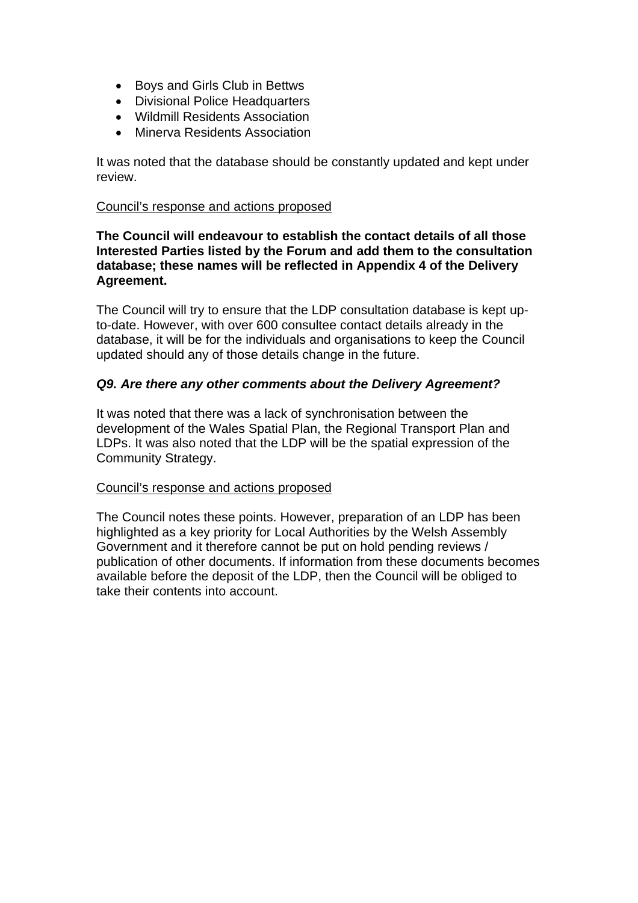- Boys and Girls Club in Bettws
- Divisional Police Headquarters
- Wildmill Residents Association
- Minerva Residents Association

It was noted that the database should be constantly updated and kept under review.

<u>Council's response and actions proposed</u>

**The Council will endeavour to establish the contact details of all those Interested Parties listed by the Forum and add them to the consultation database; these names will be reflected in Appendix 4 of the Delivery Agreement.**

The Council will try to ensure that the LDP consultation database is kept up-to-date. However, with over 600 consultee contact details already in the database, it will be for the individuals and organisations to keep the Council updated should any of those details change in the future.

***Q9. Are there any other comments about the Delivery Agreement?***

It was noted that there was a lack of synchronisation between the development of the Wales Spatial Plan, the Regional Transport Plan and LDPs. It was also noted that the LDP will be the spatial expression of the Community Strategy.

<u>Council's response and actions proposed</u>

The Council notes these points. However, preparation of an LDP has been highlighted as a key priority for Local Authorities by the Welsh Assembly Government and it therefore cannot be put on hold pending reviews / publication of other documents. If information from these documents becomes available before the deposit of the LDP, then the Council will be obliged to take their contents into account.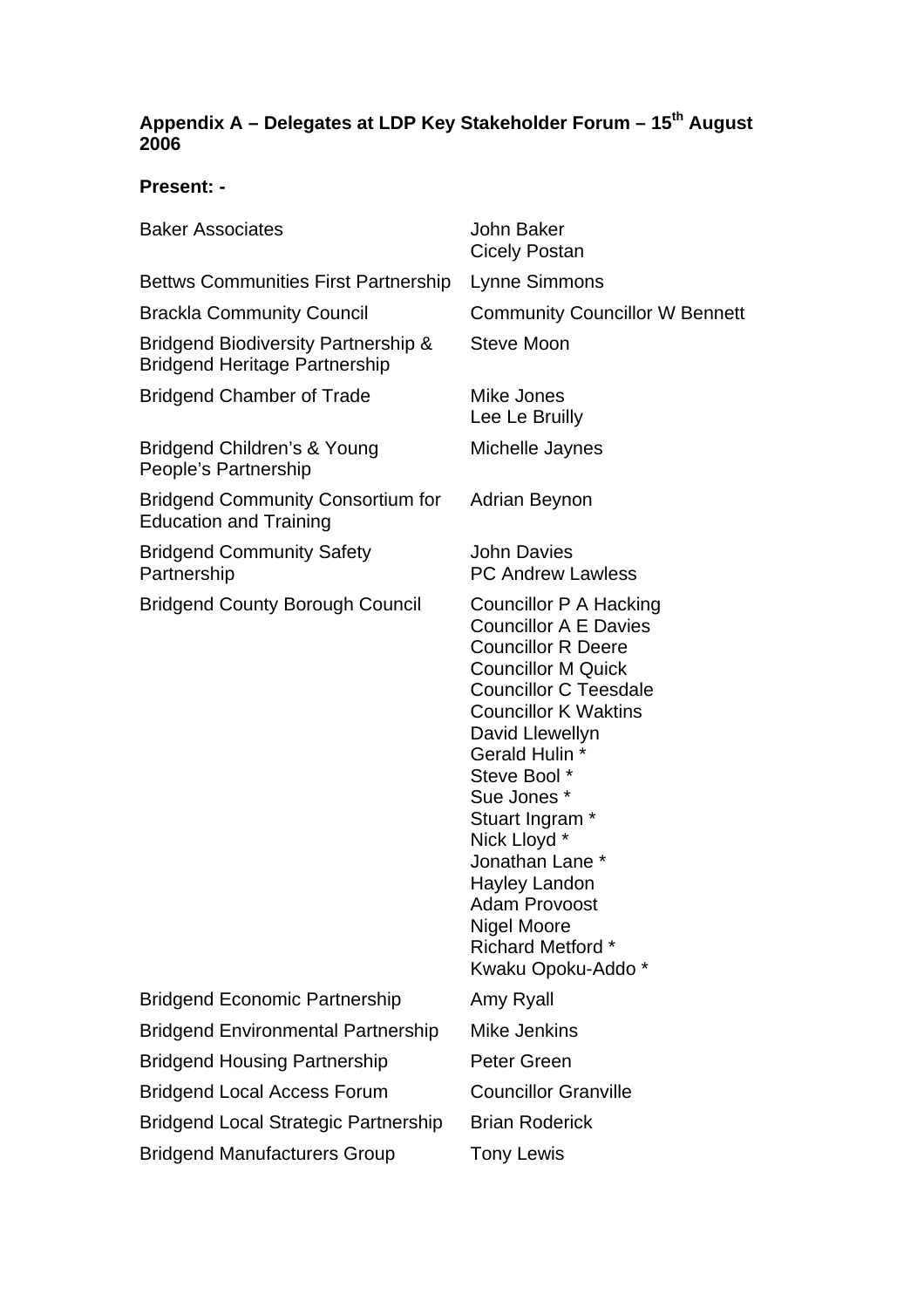**Appendix A – Delegates at LDP Key Stakeholder Forum – 15th August 2006**

**Present: -**

| Organisation | Delegates |
|---|---|
| Baker Associates | John Baker<br>Cicely Postan |
| Bettws Communities First Partnership | Lynne Simmons |
| Brackla Community Council | Community Councillor W Bennett |
| Bridgend Biodiversity Partnership & Bridgend Heritage Partnership | Steve Moon |
| Bridgend Chamber of Trade | Mike Jones<br>Lee Le Bruilly |
| Bridgend Children's & Young People's Partnership | Michelle Jaynes |
| Bridgend Community Consortium for Education and Training | Adrian Beynon |
| Bridgend Community Safety Partnership | John Davies<br>PC Andrew Lawless |
| Bridgend County Borough Council | Councillor P A Hacking<br>Councillor A E Davies<br>Councillor R Deere<br>Councillor M Quick<br>Councillor C Teesdale<br>Councillor K Waktins<br>David Llewellyn<br>Gerald Hulin *<br>Steve Bool *<br>Sue Jones *<br>Stuart Ingram *<br>Nick Lloyd *<br>Jonathan Lane *<br>Hayley Landon<br>Adam Provoost<br>Nigel Moore<br>Richard Metford *<br>Kwaku Opoku-Addo * |
| Bridgend Economic Partnership | Amy Ryall |
| Bridgend Environmental Partnership | Mike Jenkins |
| Bridgend Housing Partnership | Peter Green |
| Bridgend Local Access Forum | Councillor Granville |
| Bridgend Local Strategic Partnership | Brian Roderick |
| Bridgend Manufacturers Group | Tony Lewis |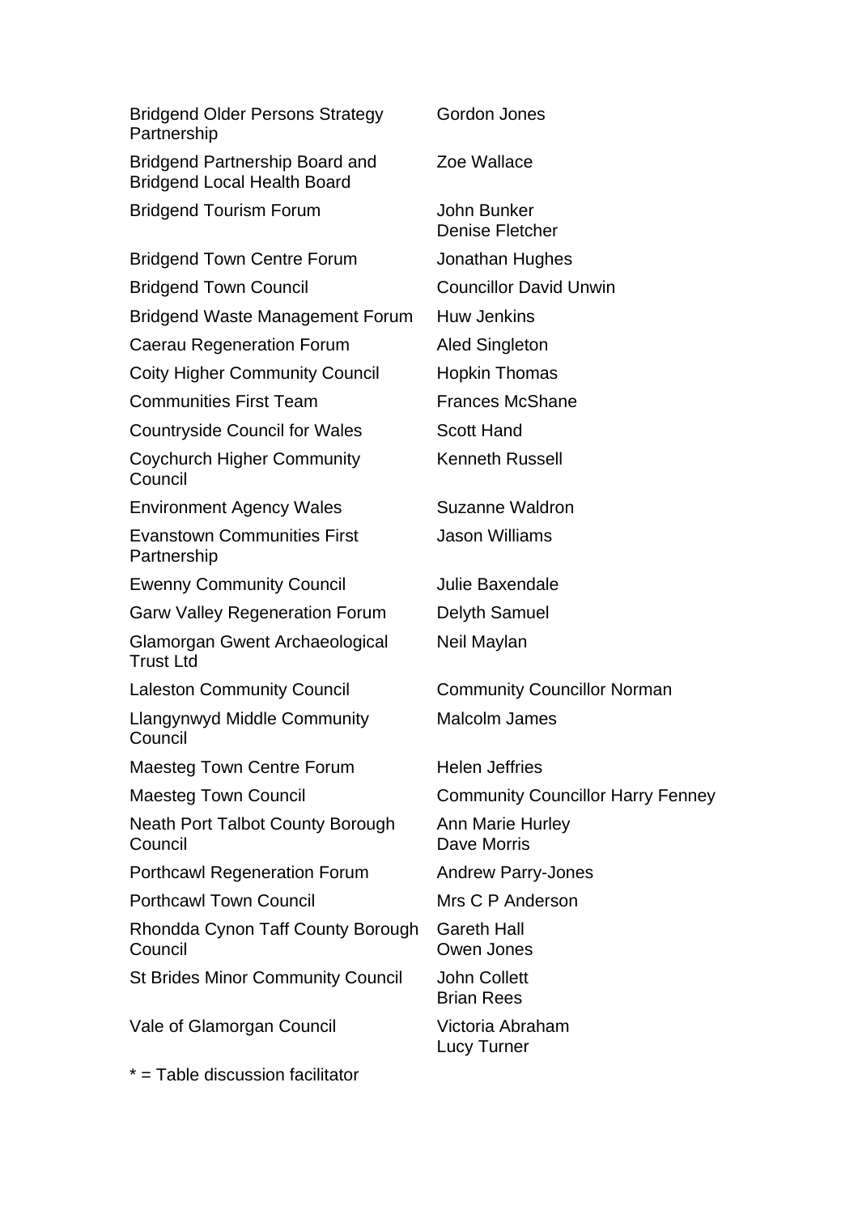| | |
|---|---|
| Bridgend Older Persons Strategy Partnership | Gordon Jones |
| Bridgend Partnership Board and Bridgend Local Health Board | Zoe Wallace |
| Bridgend Tourism Forum | John Bunker<br>Denise Fletcher |
| Bridgend Town Centre Forum | Jonathan Hughes |
| Bridgend Town Council | Councillor David Unwin |
| Bridgend Waste Management Forum | Huw Jenkins |
| Caerau Regeneration Forum | Aled Singleton |
| Coity Higher Community Council | Hopkin Thomas |
| Communities First Team | Frances McShane |
| Countryside Council for Wales | Scott Hand |
| Coychurch Higher Community Council | Kenneth Russell |
| Environment Agency Wales | Suzanne Waldron |
| Evanstown Communities First Partnership | Jason Williams |
| Ewenny Community Council | Julie Baxendale |
| Garw Valley Regeneration Forum | Delyth Samuel |
| Glamorgan Gwent Archaeological Trust Ltd | Neil Maylan |
| Laleston Community Council | Community Councillor Norman |
| Llangynwyd Middle Community Council | Malcolm James |
| Maesteg Town Centre Forum | Helen Jeffries |
| Maesteg Town Council | Community Councillor Harry Fenney |
| Neath Port Talbot County Borough Council | Ann Marie Hurley<br>Dave Morris |
| Porthcawl Regeneration Forum | Andrew Parry-Jones |
| Porthcawl Town Council | Mrs C P Anderson |
| Rhondda Cynon Taff County Borough Council | Gareth Hall<br>Owen Jones |
| St Brides Minor Community Council | John Collett<br>Brian Rees |
| Vale of Glamorgan Council | Victoria Abraham<br>Lucy Turner |

* = Table discussion facilitator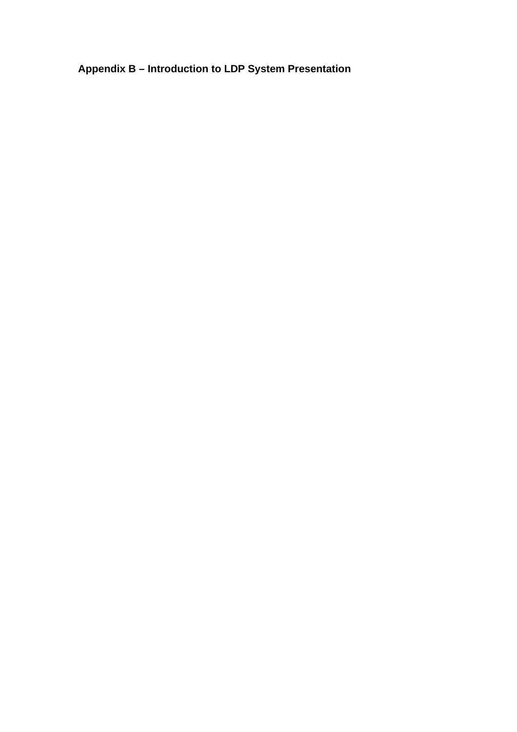**Appendix B – Introduction to LDP System Presentation**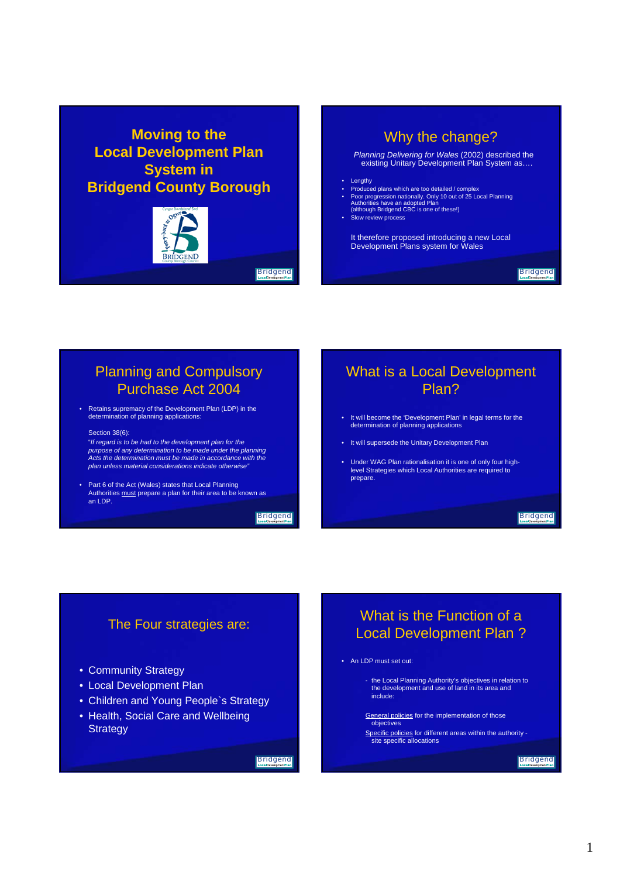# Moving to the Local Development Plan System in Bridgend County Borough

## Why the change?

*Planning Delivering for Wales* (2002) described the existing Unitary Development Plan System as….

- Lengthy
- Produced plans which are too detailed / complex
- Poor progression nationally. Only 10 out of 25 Local Planning Authorities have an adopted Plan (although Bridgend CBC is one of these!)
- Slow review process

It therefore proposed introducing a new Local Development Plans system for Wales

## Planning and Compulsory Purchase Act 2004

- Retains supremacy of the Development Plan (LDP) in the determination of planning applications:

  Section 38(6):
  *"If regard is to be had to the development plan for the purpose of any determination to be made under the planning Acts the determination must be made in accordance with the plan unless material considerations indicate otherwise"*

- Part 6 of the Act (Wales) states that Local Planning Authorities must prepare a plan for their area to be known as an LDP.

## What is a Local Development Plan?

- It will become the 'Development Plan' in legal terms for the determination of planning applications
- It will supersede the Unitary Development Plan
- Under WAG Plan rationalisation it is one of only four high-level Strategies which Local Authorities are required to prepare.

## The Four strategies are:

- Community Strategy
- Local Development Plan
- Children and Young People`s Strategy
- Health, Social Care and Wellbeing Strategy

## What is the Function of a Local Development Plan ?

- An LDP must set out:
  - the Local Planning Authority's objectives in relation to the development and use of land in its area and include:

  General policies for the implementation of those objectives

  Specific policies for different areas within the authority - site specific allocations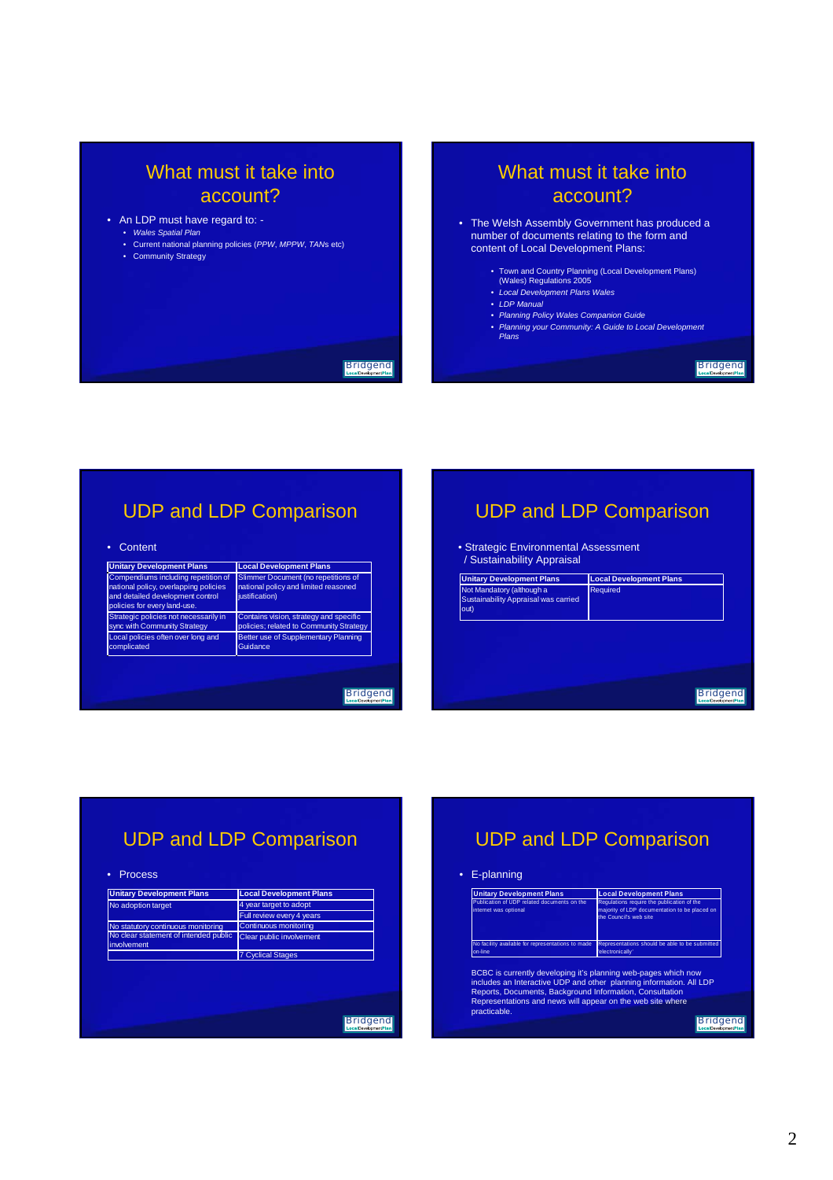## What must it take into account?

- An LDP must have regard to: -
  - *Wales Spatial Plan*
  - Current national planning policies (*PPW*, *MPPW*, *TANs* etc)
  - Community Strategy

## What must it take into account?

- The Welsh Assembly Government has produced a number of documents relating to the form and content of Local Development Plans:
  - Town and Country Planning (Local Development Plans) (Wales) Regulations 2005
  - *Local Development Plans Wales*
  - *LDP Manual*
  - *Planning Policy Wales Companion Guide*
  - *Planning your Community: A Guide to Local Development Plans*

## UDP and LDP Comparison

- Content

| Unitary Development Plans | Local Development Plans |
|---|---|
| Compendiums including repetition of national policy, overlapping policies and detailed development control policies for every land-use. | Slimmer Document (no repetitions of national policy and limited reasoned justification) |
| Strategic policies not necessarily in sync with Community Strategy | Contains vision, strategy and specific policies; related to Community Strategy |
| Local policies often over long and complicated | Better use of Supplementary Planning Guidance |

## UDP and LDP Comparison

- Strategic Environmental Assessment / Sustainability Appraisal

| Unitary Development Plans | Local Development Plans |
|---|---|
| Not Mandatory (although a Sustainability Appraisal was carried out) | Required |

## UDP and LDP Comparison

- Process

| Unitary Development Plans | Local Development Plans |
|---|---|
| No adoption target | 4 year target to adopt |
| | Full review every 4 years |
| No statutory continuous monitoring | Continuous monitoring |
| No clear statement of intended public involvement | Clear public involvement |
| | 7 Cyclical Stages |

## UDP and LDP Comparison

- E-planning

| Unitary Development Plans | Local Development Plans |
|---|---|
| Publication of UDP related documents on the internet was optional | Regulations require the publication of the majority of LDP documentation to be placed on the Council's web site |
| No facility available for representations to made on-line | Representations should be able to be submitted 'electronically' |

BCBC is currently developing it's planning web-pages which now includes an Interactive UDP and other planning information. All LDP Reports, Documents, Background Information, Consultation Representations and news will appear on the web site where practicable.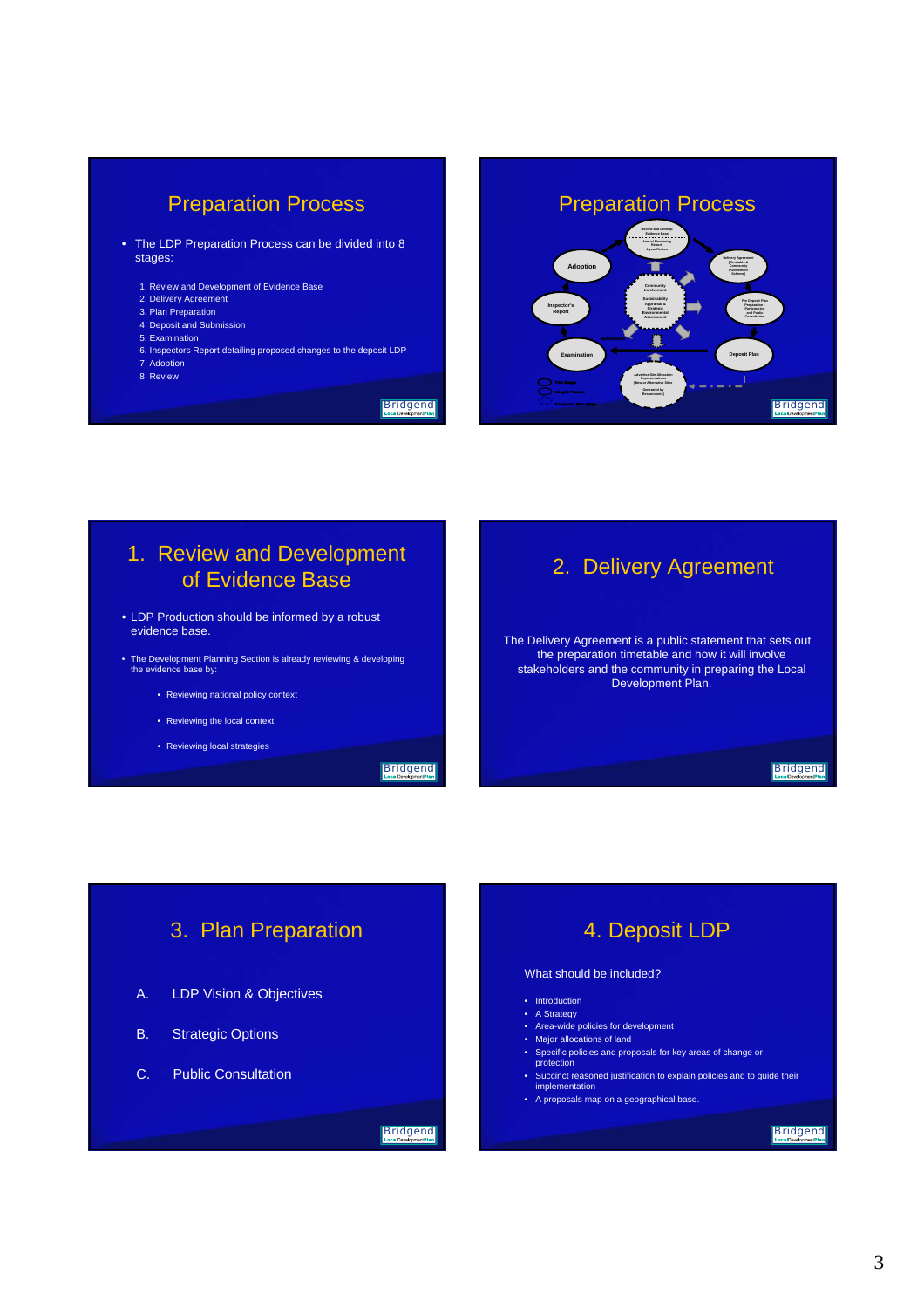## Preparation Process

- The LDP Preparation Process can be divided into 8 stages:

1. Review and Development of Evidence Base
2. Delivery Agreement
3. Plan Preparation
4. Deposit and Submission
5. Examination
6. Inspectors Report detailing proposed changes to the deposit LDP
7. Adoption
8. Review

## Preparation Process

Review and Develop Evidence Base — Annual Monitoring Report — 4 year Review

Delivery Agreement (Timetable & Community Involvement Scheme)

Pre Deposit Plan Preparation Participation and Public Consultation

Deposit Plan

Adoption

Inspector's Report

Examination

Community Involvement

Sustainability Appraisal & Strategic Environmental Assessment

Alternative Site Allocation Representations (New or Alternative Sites Generated by Respondents)

Submission

Key stages / Output Products / Procedural, Plan Stage

## 1. Review and Development of Evidence Base

- LDP Production should be informed by a robust evidence base.
- The Development Planning Section is already reviewing & developing the evidence base by:
  - Reviewing national policy context
  - Reviewing the local context
  - Reviewing local strategies

## 2. Delivery Agreement

The Delivery Agreement is a public statement that sets out the preparation timetable and how it will involve stakeholders and the community in preparing the Local Development Plan.

## 3. Plan Preparation

A. LDP Vision & Objectives

B. Strategic Options

C. Public Consultation

## 4. Deposit LDP

What should be included?

- Introduction
- A Strategy
- Area-wide policies for development
- Major allocations of land
- Specific policies and proposals for key areas of change or protection
- Succinct reasoned justification to explain policies and to guide their implementation
- A proposals map on a geographical base.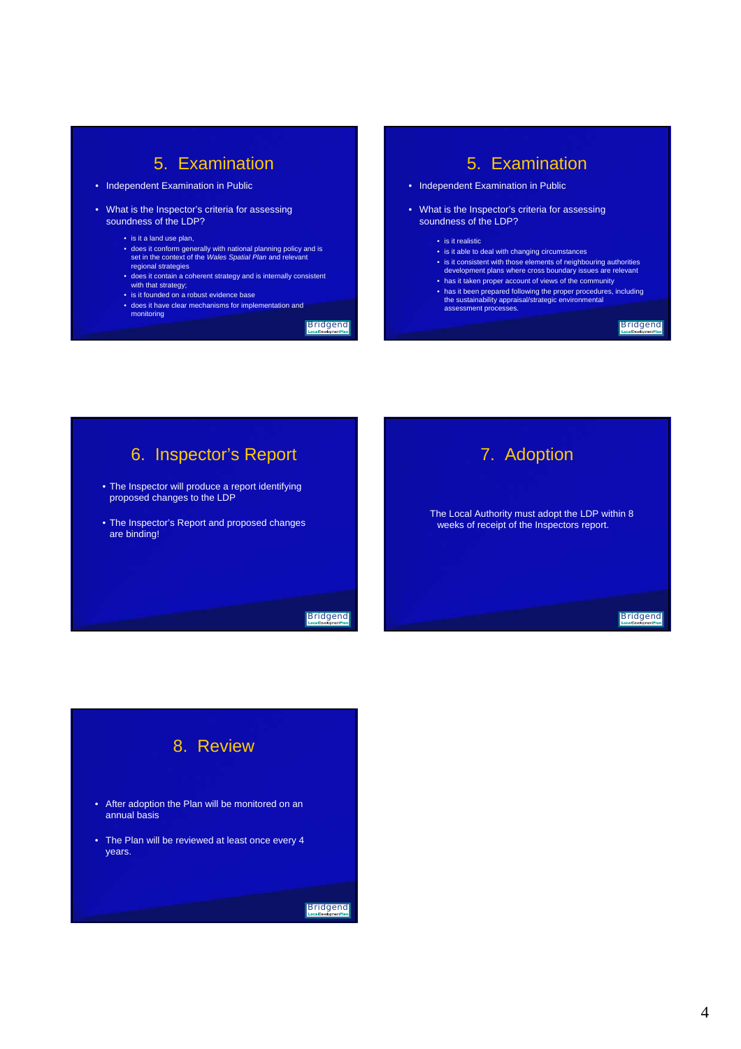## 5. Examination

- Independent Examination in Public
- What is the Inspector's criteria for assessing soundness of the LDP?
  - is it a land use plan,
  - does it conform generally with national planning policy and is set in the context of the *Wales Spatial Plan* and relevant regional strategies
  - does it contain a coherent strategy and is internally consistent with that strategy;
  - is it founded on a robust evidence base
  - does it have clear mechanisms for implementation and monitoring

## 5. Examination

- Independent Examination in Public
- What is the Inspector's criteria for assessing soundness of the LDP?
  - is it realistic
  - is it able to deal with changing circumstances
  - is it consistent with those elements of neighbouring authorities development plans where cross boundary issues are relevant
  - has it taken proper account of views of the community
  - has it been prepared following the proper procedures, including the sustainability appraisal/strategic environmental assessment processes.

## 6. Inspector's Report

- The Inspector will produce a report identifying proposed changes to the LDP
- The Inspector's Report and proposed changes are binding!

## 7. Adoption

The Local Authority must adopt the LDP within 8 weeks of receipt of the Inspectors report.

## 8. Review

- After adoption the Plan will be monitored on an annual basis
- The Plan will be reviewed at least once every 4 years.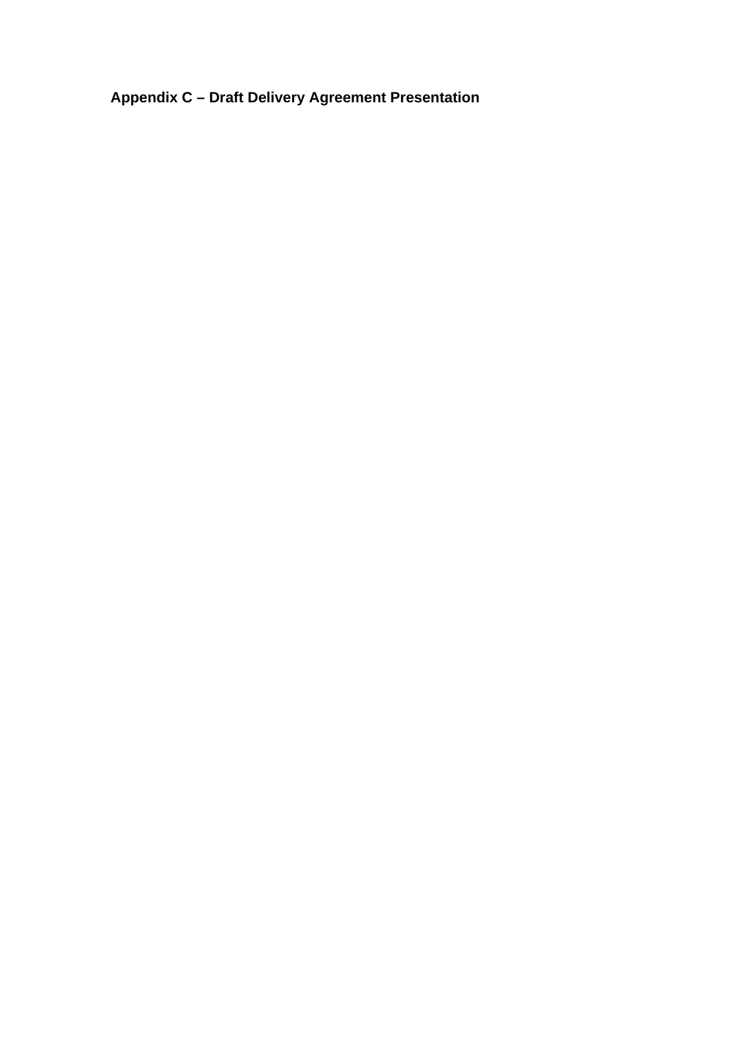**Appendix C – Draft Delivery Agreement Presentation**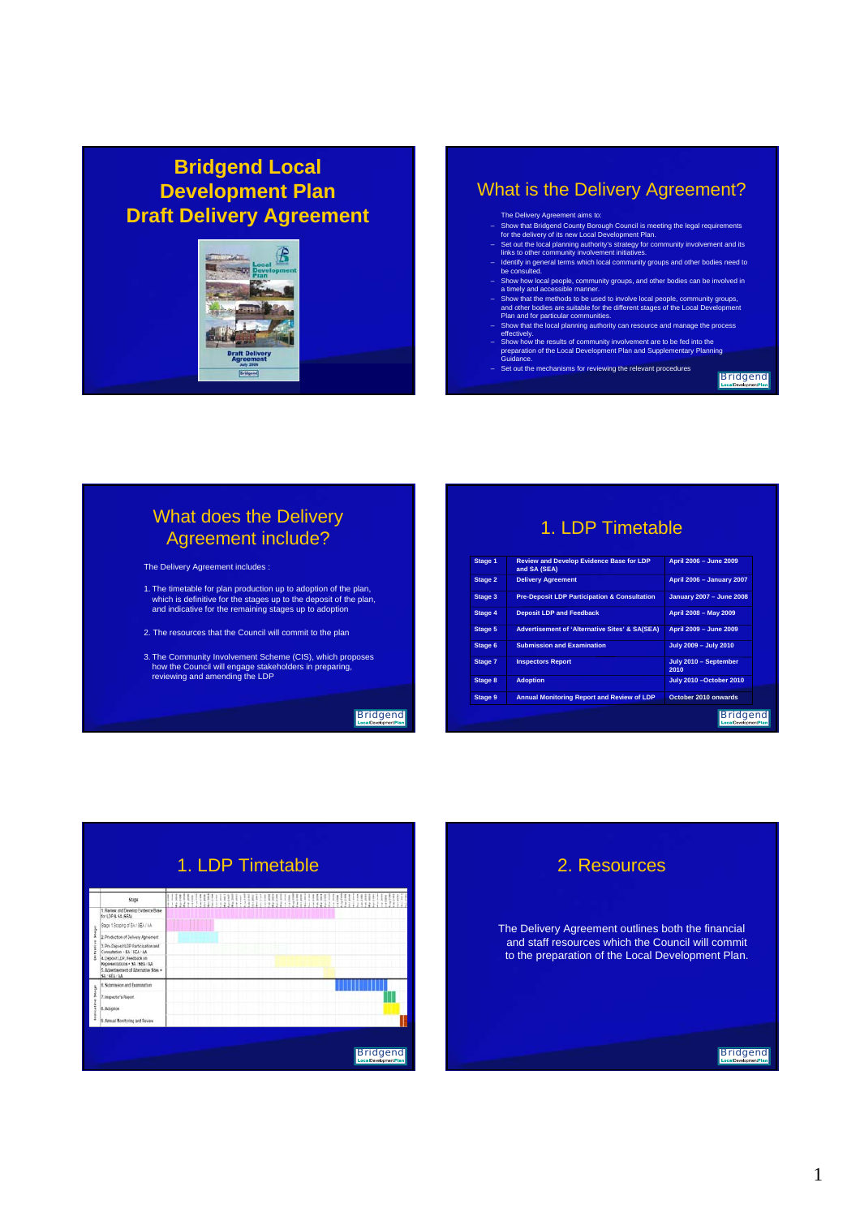# Bridgend Local Development Plan Draft Delivery Agreement

Local Development Plan

Draft Delivery Agreement

July 2006

Bridgend

## What is the Delivery Agreement?

The Delivery Agreement aims to:

- Show that Bridgend County Borough Council is meeting the legal requirements for the delivery of its new Local Development Plan.
- Set out the local planning authority's strategy for community involvement and its links to other community involvement initiatives.
- Identify in general terms which local community groups and other bodies need to be consulted.
- Show how local people, community groups, and other bodies can be involved in a timely and accessible manner.
- Show that the methods to be used to involve local people, community groups, and other bodies are suitable for the different stages of the Local Development Plan and for particular communities.
- Show that the local planning authority can resource and manage the process effectively.
- Show how the results of community involvement are to be fed into the preparation of the Local Development Plan and Supplementary Planning Guidance.
- Set out the mechanisms for reviewing the relevant procedures

Bridgend Local Development Plan

## What does the Delivery Agreement include?

The Delivery Agreement includes :

1. The timetable for plan production up to adoption of the plan, which is definitive for the stages up to the deposit of the plan, and indicative for the remaining stages up to adoption

2. The resources that the Council will commit to the plan

3. The Community Involvement Scheme (CIS), which proposes how the Council will engage stakeholders in preparing, reviewing and amending the LDP

Bridgend Local Development Plan

## 1. LDP Timetable

| Stage | | |
|---|---|---|
| Stage 1 | Review and Develop Evidence Base for LDP and SA (SEA) | April 2006 – June 2009 |
| Stage 2 | Delivery Agreement | April 2006 – January 2007 |
| Stage 3 | Pre-Deposit LDP Participation & Consultation | January 2007 – June 2008 |
| Stage 4 | Deposit LDP and Feedback | April 2008 – May 2009 |
| Stage 5 | Advertisement of 'Alternative Sites' & SA(SEA) | April 2009 – June 2009 |
| Stage 6 | Submission and Examination | July 2009 – July 2010 |
| Stage 7 | Inspectors Report | July 2010 – September 2010 |
| Stage 8 | Adoption | July 2010 –October 2010 |
| Stage 9 | Annual Monitoring Report and Review of LDP | October 2010 onwards |

Bridgend Local Development Plan

## 1. LDP Timetable

| | Stage |
|---|---|
| Definitive Stage | 1. Review and Develop Evidence Base for LDP & SA (SEA) |
| | Stage 1 Scoping of SA / SEA / AA |
| | 2. Production of Delivery Agreement |
| | 3. Pre-Deposit LDP Participation and Consultation - SA / SEA / AA |
| | 4. Deposit LDP, Feedback on Representations + SA / SEA / AA |
| | 5. Advertisement of Alternative Sites + SA / SEA / AA |
| Indicative Stage | 6. Submission and Examination |
| | 7. Inspector's Report |
| | 8. Adoption |
| | 9. Annual Monitoring and Review |

Bridgend Local Development Plan

## 2. Resources

The Delivery Agreement outlines both the financial and staff resources which the Council will commit to the preparation of the Local Development Plan.

Bridgend Local Development Plan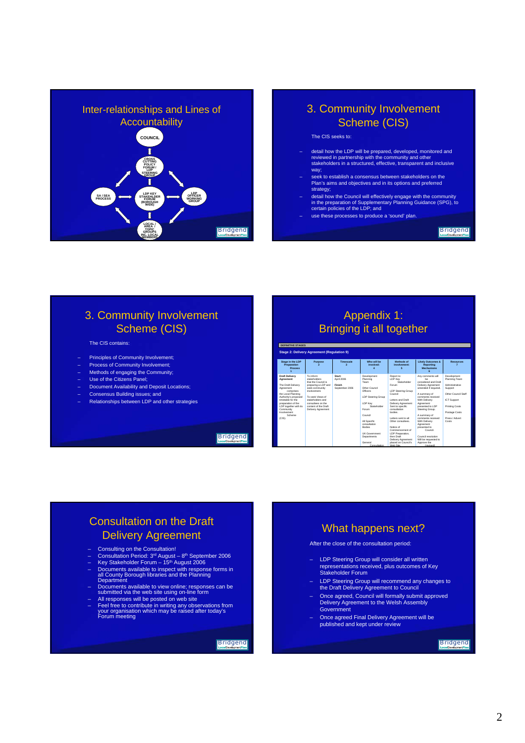## Inter-relationships and Lines of Accountability

COUNCIL

CROSS CUTTING POLICY FORUM / LDP STEERING GROUP

SA / SEA PROCESS

LDP KEY STAKEHOLDER FORUM (BOROUGH WIDE)

LDP OFFICER WORKING GROUP

LOCAL / AREA / TOPIC GROUPS INC. LOCAL MEMBERS

## 3. Community Involvement Scheme (CIS)

The CIS seeks to:

- detail how the LDP will be prepared, developed, monitored and reviewed in partnership with the community and other stakeholders in a structured, effective, transparent and inclusive way;
- seek to establish a consensus between stakeholders on the Plan's aims and objectives and in its options and preferred strategy;
- detail how the Council will effectively engage with the community in the preparation of Supplementary Planning Guidance (SPG), to certain policies of the LDP; and
- use these processes to produce a 'sound' plan.

## 3. Community Involvement Scheme (CIS)

The CIS contains:

- Principles of Community Involvement;
- Process of Community Involvement;
- Methods of engaging the Community;
- Use of the Citizens Panel;
- Document Availability and Deposit Locations;
- Consensus Building issues; and
- Relationships between LDP and other strategies

## Appendix 1: Bringing it all together

DEFINITIVE STAGES

Stage 2: Delivery Agreement (Regulation 9)

| Stage in the LDP Preparation Process 1 | Purpose 2 | Timescale 3 | Who will be involved: 4 | Methods of involvement: 5 | Likely Outcomes & Reporting Mechanisms 6 | Resources 7 |
|---|---|---|---|---|---|---|
| Draft Delivery Agreement<br>The Draft Delivery Agreement comprises the Local Planning Authority's proposed timetable for the preparation of the LDP together with its Community Involvement Scheme (CIS). | To inform stakeholders that the Council is preparing a LDP and seek community involvement.<br>To seek views of stakeholders and consultees on the content of the Draft Delivery Agreement | Start: April 2006<br>Finish: September 2006 | Development Planning Team<br>Other Council Officers<br>LDP Steering Group<br>LDP Key Stakeholder Forum<br>Council<br>All Specific consultation Bodies<br>UK Government Departments<br>General Consultation | Report to LDP Key Stakeholder Forum<br>LDP Steering Group Council<br>Letters and Draft Delivery Agreement Sent to specific consultation bodies.<br>Letters sent to all Other consultees.<br>Notice of Commencement of LDP Preparation, then Draft Delivery Agreement placed on Council's Web Site | Any comments will be considered and Draft Delivery Agreement amended if required.<br>A summary of comments received With Delivery Agreement presented to LDP Steering Group.<br>A summary of comments received With Delivery Agreement presented to Council.<br>Council resolution Will be requested to Approve the (revised) | Development Planning Team<br>Administrative Support<br>Other Council Staff<br>ICT Support<br>Printing Costs<br>Postage Costs<br>Press / Advert Costs |

## Consultation on the Draft Delivery Agreement

- Consulting on the Consultation!
- Consultation Period: 3rd August – 8th September 2006
- Key Stakeholder Forum – 15th August 2006
- Documents available to inspect with response forms in all County Borough libraries and the Planning Department
- Documents available to view online; responses can be submitted via the web site using on-line form
- All responses will be posted on web site
- Feel free to contribute in writing any observations from your organisation which may be raised after today's Forum meeting

## What happens next?

After the close of the consultation period:

- LDP Steering Group will consider all written representations received, plus outcomes of Key Stakeholder Forum
- LDP Steering Group will recommend any changes to the Draft Delivery Agreement to Council
- Once agreed, Council will formally submit approved Delivery Agreement to the Welsh Assembly Government
- Once agreed Final Delivery Agreement will be published and kept under review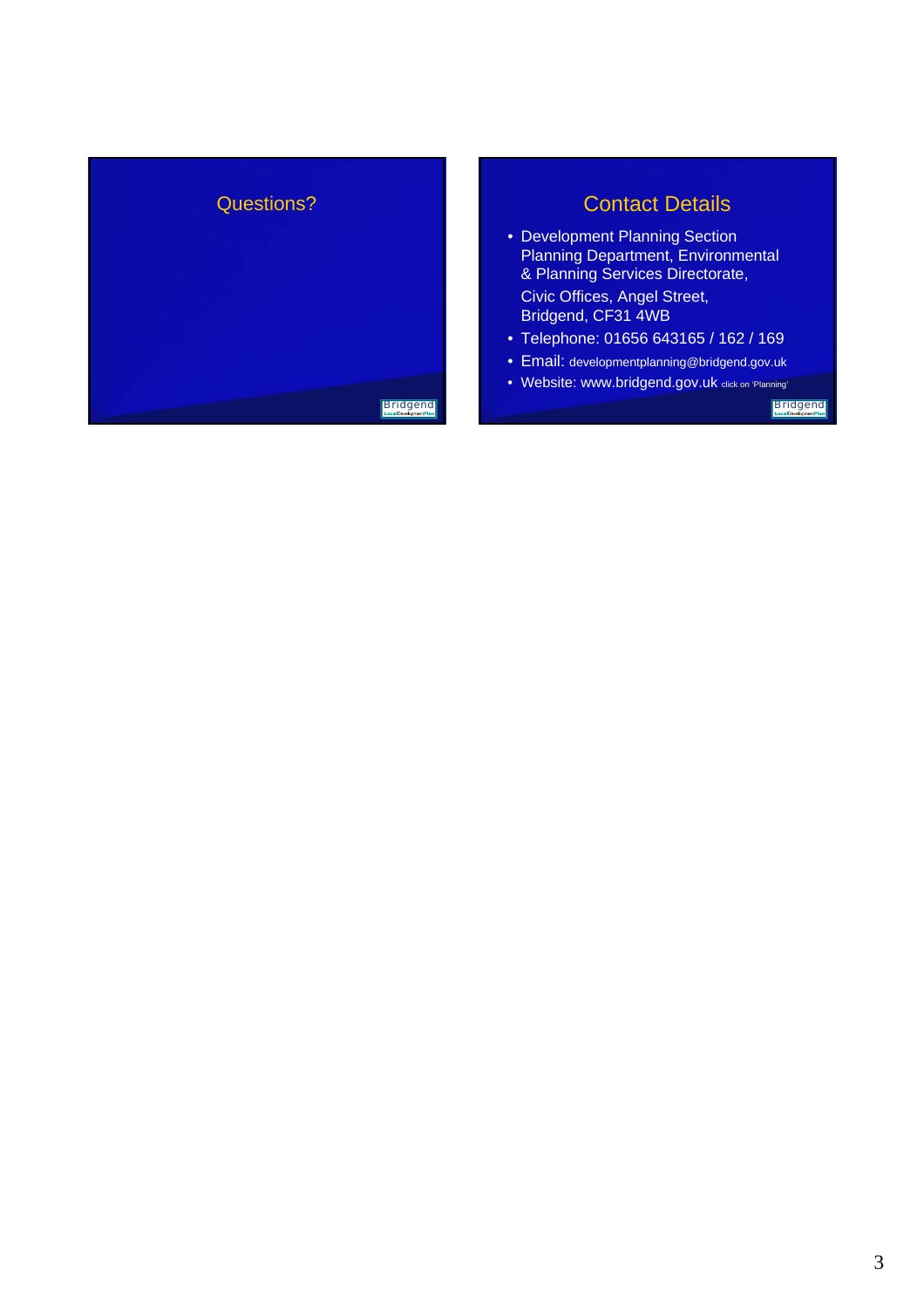## Questions?

## Contact Details

- Development Planning Section
  Planning Department, Environmental & Planning Services Directorate,
  Civic Offices, Angel Street,
  Bridgend, CF31 4WB
- Telephone: 01656 643165 / 162 / 169
- Email: developmentplanning@bridgend.gov.uk
- Website: www.bridgend.gov.uk click on 'Planning'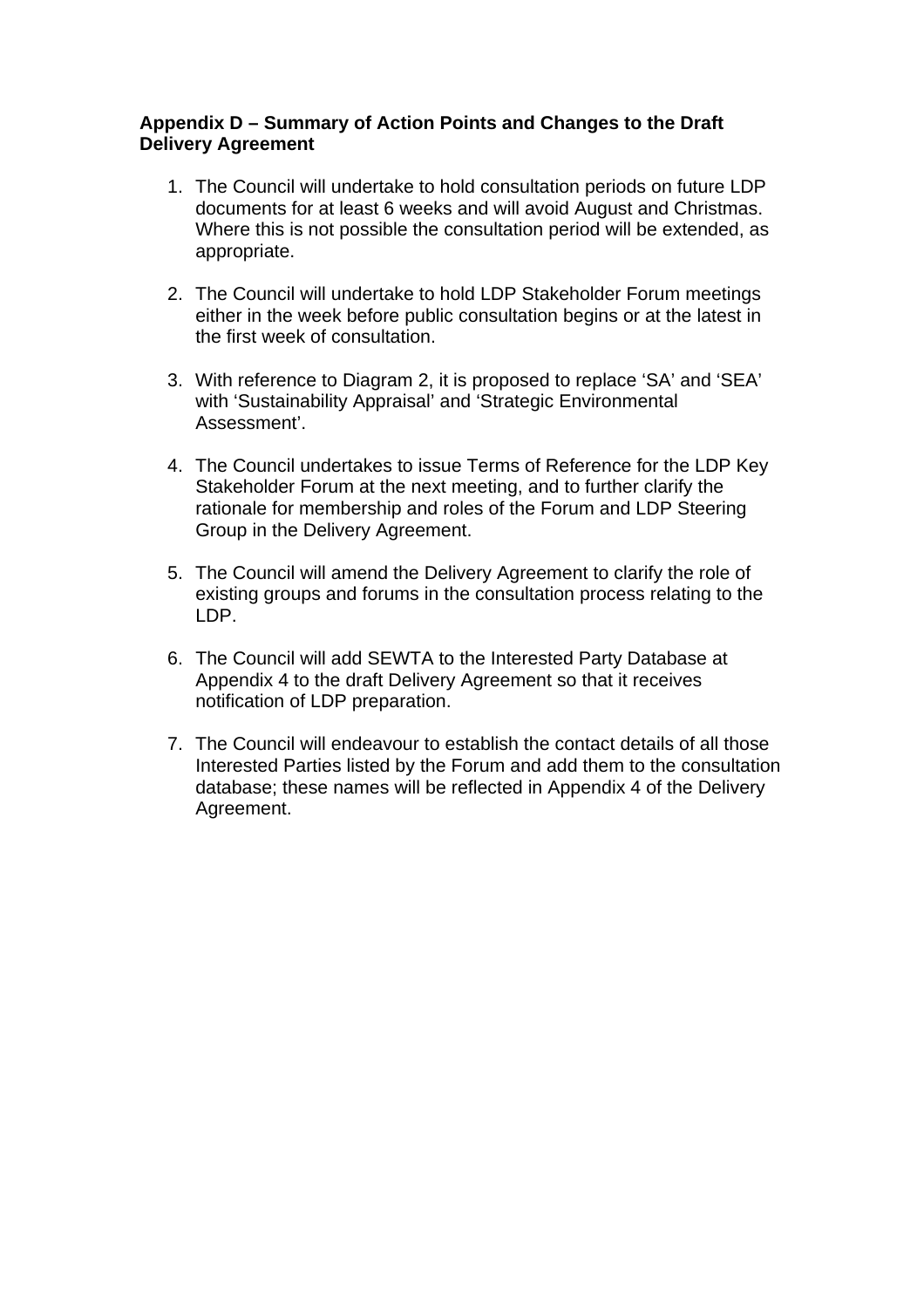**Appendix D – Summary of Action Points and Changes to the Draft Delivery Agreement**

1. The Council will undertake to hold consultation periods on future LDP documents for at least 6 weeks and will avoid August and Christmas. Where this is not possible the consultation period will be extended, as appropriate.

2. The Council will undertake to hold LDP Stakeholder Forum meetings either in the week before public consultation begins or at the latest in the first week of consultation.

3. With reference to Diagram 2, it is proposed to replace 'SA' and 'SEA' with 'Sustainability Appraisal' and 'Strategic Environmental Assessment'.

4. The Council undertakes to issue Terms of Reference for the LDP Key Stakeholder Forum at the next meeting, and to further clarify the rationale for membership and roles of the Forum and LDP Steering Group in the Delivery Agreement.

5. The Council will amend the Delivery Agreement to clarify the role of existing groups and forums in the consultation process relating to the LDP.

6. The Council will add SEWTA to the Interested Party Database at Appendix 4 to the draft Delivery Agreement so that it receives notification of LDP preparation.

7. The Council will endeavour to establish the contact details of all those Interested Parties listed by the Forum and add them to the consultation database; these names will be reflected in Appendix 4 of the Delivery Agreement.